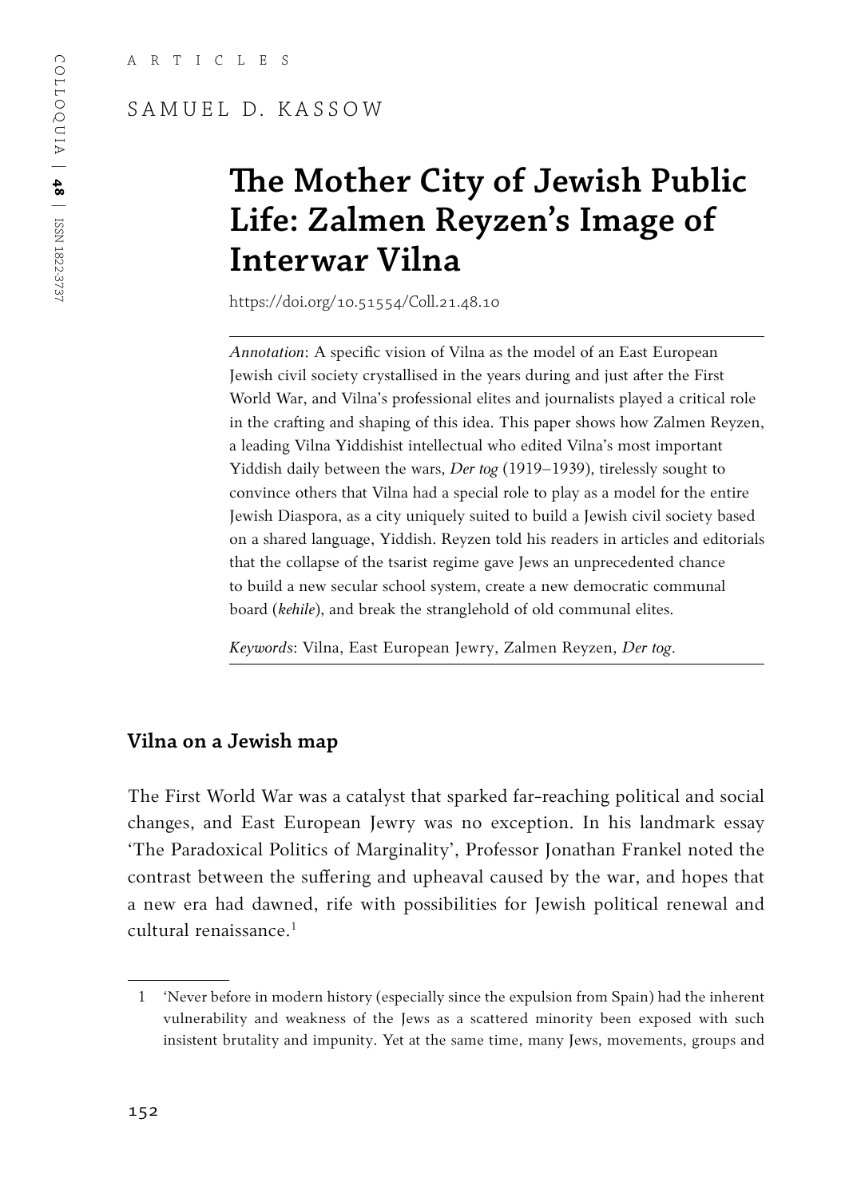ARTICLES

SAMUEL D. KASSOW

# The Mother City of Jewish Public Life: Zalmen Reyzen's Image of Interwar Vilna

https://doi.org/10.51554/Coll.21.48.10

*Annotation*: A specific vision of Vilna as the model of an East European Jewish civil society crystallised in the years during and just after the First World War, and Vilna's professional elites and journalists played a critical role in the crafting and shaping of this idea. This paper shows how Zalmen Reyzen, a leading Vilna Yiddishist intellectual who edited Vilna's most important Yiddish daily between the wars, *Der tog* (1919–1939), tirelessly sought to convince others that Vilna had a special role to play as a model for the entire Jewish Diaspora, as a city uniquely suited to build a Jewish civil society based on a shared language, Yiddish. Reyzen told his readers in articles and editorials that the collapse of the tsarist regime gave Jews an unprecedented chance to build a new secular school system, create a new democratic communal board (*kehile*), and break the stranglehold of old communal elites.

*Keywords*: Vilna, East European Jewry, Zalmen Reyzen, *Der tog*.

## Vilna on a Jewish map

The First World War was a catalyst that sparked far-reaching political and social changes, and East European Jewry was no exception. In his landmark essay 'The Paradoxical Politics of Marginality', Professor Jonathan Frankel noted the contrast between the suffering and upheaval caused by the war, and hopes that a new era had dawned, rife with possibilities for Jewish political renewal and cultural renaissance.[1]

---

1 'Never before in modern history (especially since the expulsion from Spain) had the inherent vulnerability and weakness of the Jews as a scattered minority been exposed with such insistent brutality and impunity. Yet at the same time, many Jews, movements, groups and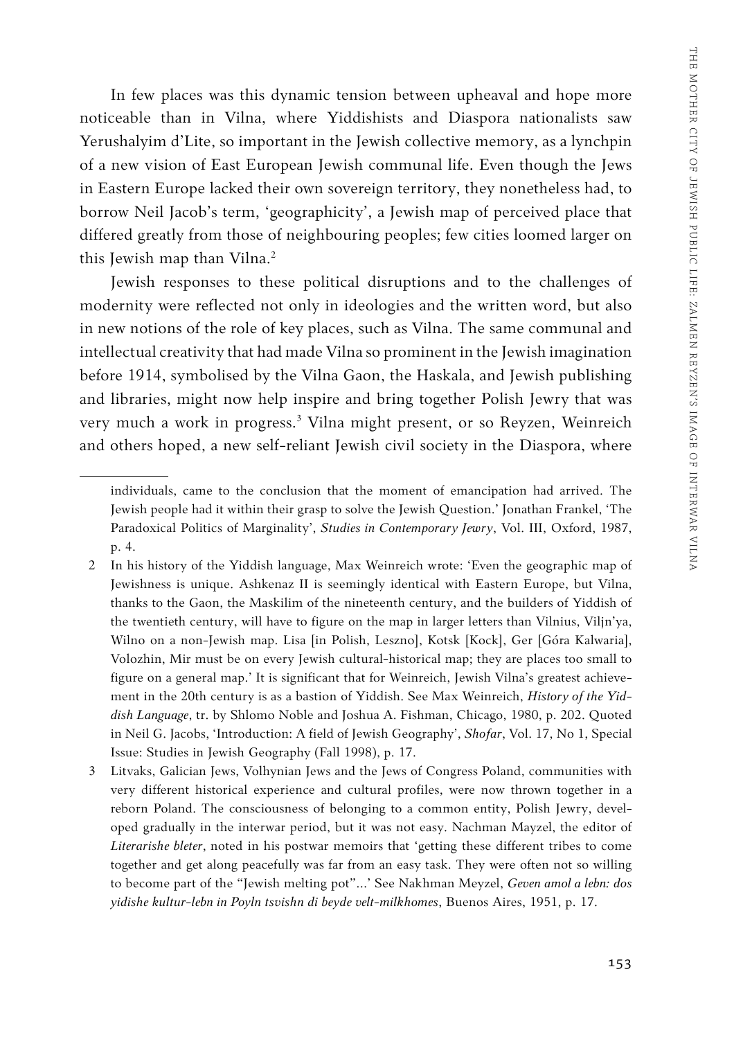In few places was this dynamic tension between upheaval and hope more noticeable than in Vilna, where Yiddishists and Diaspora nationalists saw Yerushalyim d'Lite, so important in the Jewish collective memory, as a lynchpin of a new vision of East European Jewish communal life. Even though the Jews in Eastern Europe lacked their own sovereign territory, they nonetheless had, to borrow Neil Jacob's term, 'geographicity', a Jewish map of perceived place that differed greatly from those of neighbouring peoples; few cities loomed larger on this Jewish map than Vilna.[2]

Jewish responses to these political disruptions and to the challenges of modernity were reflected not only in ideologies and the written word, but also in new notions of the role of key places, such as Vilna. The same communal and intellectual creativity that had made Vilna so prominent in the Jewish imagination before 1914, symbolised by the Vilna Gaon, the Haskala, and Jewish publishing and libraries, might now help inspire and bring together Polish Jewry that was very much a work in progress.[3] Vilna might present, or so Reyzen, Weinreich and others hoped, a new self-reliant Jewish civil society in the Diaspora, where

---

individuals, came to the conclusion that the moment of emancipation had arrived. The Jewish people had it within their grasp to solve the Jewish Question.' Jonathan Frankel, 'The Paradoxical Politics of Marginality', *Studies in Contemporary Jewry*, Vol. III, Oxford, 1987, p. 4.

2 In his history of the Yiddish language, Max Weinreich wrote: 'Even the geographic map of Jewishness is unique. Ashkenaz II is seemingly identical with Eastern Europe, but Vilna, thanks to the Gaon, the Maskilim of the nineteenth century, and the builders of Yiddish of the twentieth century, will have to figure on the map in larger letters than Vilnius, Viljn'ya, Wilno on a non-Jewish map. Lisa [in Polish, Leszno], Kotsk [Kock], Ger [Góra Kalwaria], Volozhin, Mir must be on every Jewish cultural-historical map; they are places too small to figure on a general map.' It is significant that for Weinreich, Jewish Vilna's greatest achievement in the 20th century is as a bastion of Yiddish. See Max Weinreich, *History of the Yiddish Language*, tr. by Shlomo Noble and Joshua A. Fishman, Chicago, 1980, p. 202. Quoted in Neil G. Jacobs, 'Introduction: A field of Jewish Geography', *Shofar*, Vol. 17, No 1, Special Issue: Studies in Jewish Geography (Fall 1998), p. 17.

3 Litvaks, Galician Jews, Volhynian Jews and the Jews of Congress Poland, communities with very different historical experience and cultural profiles, were now thrown together in a reborn Poland. The consciousness of belonging to a common entity, Polish Jewry, developed gradually in the interwar period, but it was not easy. Nachman Mayzel, the editor of *Literarishe bleter*, noted in his postwar memoirs that 'getting these different tribes to come together and get along peacefully was far from an easy task. They were often not so willing to become part of the "Jewish melting pot"...' See Nakhman Meyzel, *Geven amol a lebn: dos yidishe kultur-lebn in Poyln tsvishn di beyde velt-milkhomes*, Buenos Aires, 1951, p. 17.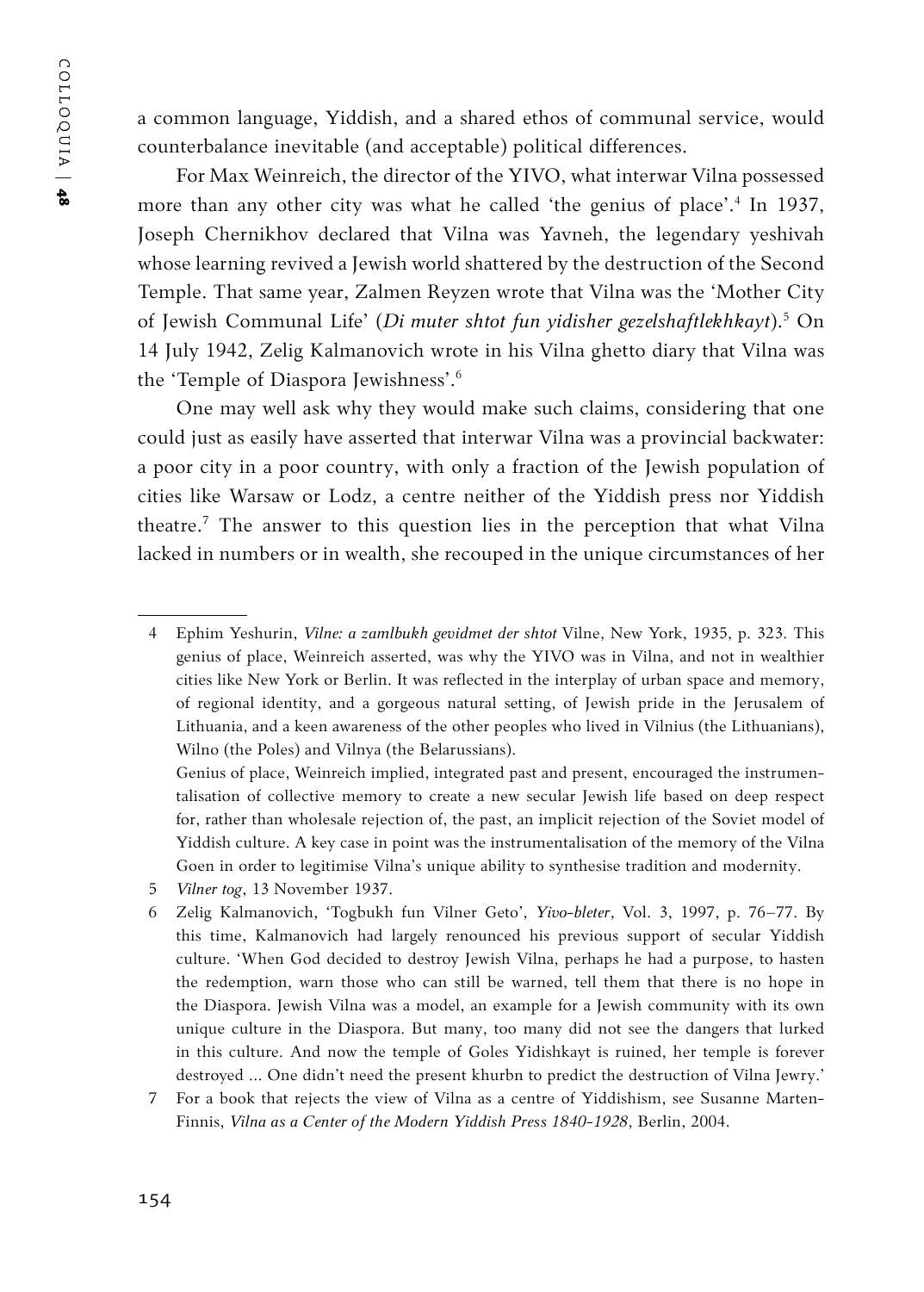a common language, Yiddish, and a shared ethos of communal service, would counterbalance inevitable (and acceptable) political differences.

For Max Weinreich, the director of the YIVO, what interwar Vilna possessed more than any other city was what he called 'the genius of place'.[4] In 1937, Joseph Chernikhov declared that Vilna was Yavneh, the legendary yeshivah whose learning revived a Jewish world shattered by the destruction of the Second Temple. That same year, Zalmen Reyzen wrote that Vilna was the 'Mother City of Jewish Communal Life' (*Di muter shtot fun yidisher gezelshaftlekhkayt*).[5] On 14 July 1942, Zelig Kalmanovich wrote in his Vilna ghetto diary that Vilna was the 'Temple of Diaspora Jewishness'.[6]

One may well ask why they would make such claims, considering that one could just as easily have asserted that interwar Vilna was a provincial backwater: a poor city in a poor country, with only a fraction of the Jewish population of cities like Warsaw or Lodz, a centre neither of the Yiddish press nor Yiddish theatre.[7] The answer to this question lies in the perception that what Vilna lacked in numbers or in wealth, she recouped in the unique circumstances of her

---

4 Ephim Yeshurin, *Vilne: a zamlbukh gevidmet der shtot* Vilne, New York, 1935, p. 323. This genius of place, Weinreich asserted, was why the YIVO was in Vilna, and not in wealthier cities like New York or Berlin. It was reflected in the interplay of urban space and memory, of regional identity, and a gorgeous natural setting, of Jewish pride in the Jerusalem of Lithuania, and a keen awareness of the other peoples who lived in Vilnius (the Lithuanians), Wilno (the Poles) and Vilnya (the Belarussians).

Genius of place, Weinreich implied, integrated past and present, encouraged the instrumentalisation of collective memory to create a new secular Jewish life based on deep respect for, rather than wholesale rejection of, the past, an implicit rejection of the Soviet model of Yiddish culture. A key case in point was the instrumentalisation of the memory of the Vilna Goen in order to legitimise Vilna's unique ability to synthesise tradition and modernity.

5 *Vilner tog*, 13 November 1937.

6 Zelig Kalmanovich, 'Togbukh fun Vilner Geto', *Yivo-bleter*, Vol. 3, 1997, p. 76–77. By this time, Kalmanovich had largely renounced his previous support of secular Yiddish culture. 'When God decided to destroy Jewish Vilna, perhaps he had a purpose, to hasten the redemption, warn those who can still be warned, tell them that there is no hope in the Diaspora. Jewish Vilna was a model, an example for a Jewish community with its own unique culture in the Diaspora. But many, too many did not see the dangers that lurked in this culture. And now the temple of Goles Yidishkayt is ruined, her temple is forever destroyed ... One didn't need the present khurbn to predict the destruction of Vilna Jewry.'

7 For a book that rejects the view of Vilna as a centre of Yiddishism, see Susanne Marten-Finnis, *Vilna as a Center of the Modern Yiddish Press 1840-1928*, Berlin, 2004.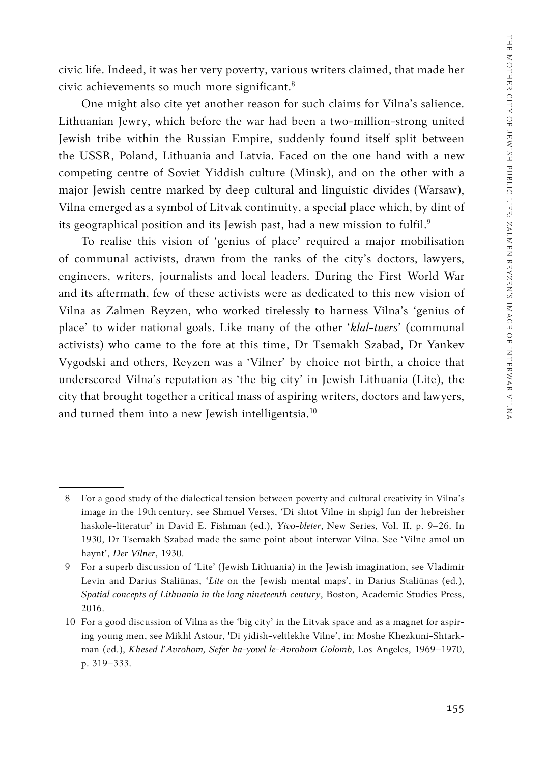civic life. Indeed, it was her very poverty, various writers claimed, that made her civic achievements so much more significant.[8]

One might also cite yet another reason for such claims for Vilna's salience. Lithuanian Jewry, which before the war had been a two-million-strong united Jewish tribe within the Russian Empire, suddenly found itself split between the USSR, Poland, Lithuania and Latvia. Faced on the one hand with a new competing centre of Soviet Yiddish culture (Minsk), and on the other with a major Jewish centre marked by deep cultural and linguistic divides (Warsaw), Vilna emerged as a symbol of Litvak continuity, a special place which, by dint of its geographical position and its Jewish past, had a new mission to fulfil.[9]

To realise this vision of 'genius of place' required a major mobilisation of communal activists, drawn from the ranks of the city's doctors, lawyers, engineers, writers, journalists and local leaders. During the First World War and its aftermath, few of these activists were as dedicated to this new vision of Vilna as Zalmen Reyzen, who worked tirelessly to harness Vilna's 'genius of place' to wider national goals. Like many of the other '*klal-tuers*' (communal activists) who came to the fore at this time, Dr Tsemakh Szabad, Dr Yankev Vygodski and others, Reyzen was a 'Vilner' by choice not birth, a choice that underscored Vilna's reputation as 'the big city' in Jewish Lithuania (Lite), the city that brought together a critical mass of aspiring writers, doctors and lawyers, and turned them into a new Jewish intelligentsia.[10]

---

8 For a good study of the dialectical tension between poverty and cultural creativity in Vilna's image in the 19th century, see Shmuel Verses, 'Di shtot Vilne in shpigl fun der hebreisher haskole-literatur' in David E. Fishman (ed.), *Yivo-bleter*, New Series, Vol. II, p. 9–26. In 1930, Dr Tsemakh Szabad made the same point about interwar Vilna. See 'Vilne amol un haynt', *Der Vilner*, 1930.

9 For a superb discussion of 'Lite' (Jewish Lithuania) in the Jewish imagination, see Vladimir Levin and Darius Staliūnas, '*Lite* on the Jewish mental maps', in Darius Staliūnas (ed.), *Spatial concepts of Lithuania in the long nineteenth century*, Boston, Academic Studies Press, 2016.

10 For a good discussion of Vilna as the 'big city' in the Litvak space and as a magnet for aspiring young men, see Mikhl Astour, 'Di yidish-veltlekhe Vilne', in: Moshe Khezkuni-Shtarkman (ed.), *Khesed l'Avrohom, Sefer ha-yovel le-Avrohom Golomb*, Los Angeles, 1969–1970, p. 319–333.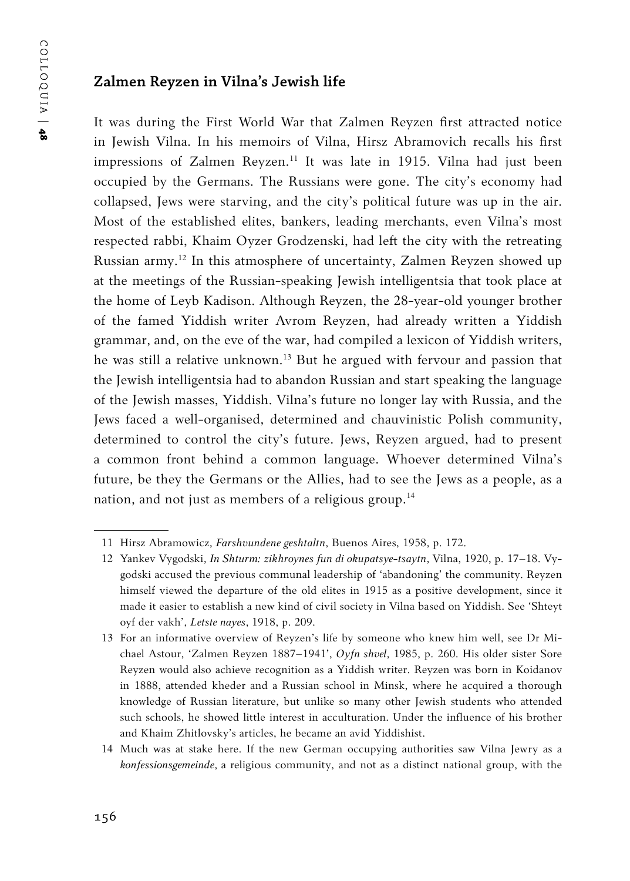## Zalmen Reyzen in Vilna's Jewish life

It was during the First World War that Zalmen Reyzen first attracted notice in Jewish Vilna. In his memoirs of Vilna, Hirsz Abramovich recalls his first impressions of Zalmen Reyzen.[11] It was late in 1915. Vilna had just been occupied by the Germans. The Russians were gone. The city's economy had collapsed, Jews were starving, and the city's political future was up in the air. Most of the established elites, bankers, leading merchants, even Vilna's most respected rabbi, Khaim Oyzer Grodzenski, had left the city with the retreating Russian army.[12] In this atmosphere of uncertainty, Zalmen Reyzen showed up at the meetings of the Russian-speaking Jewish intelligentsia that took place at the home of Leyb Kadison. Although Reyzen, the 28-year-old younger brother of the famed Yiddish writer Avrom Reyzen, had already written a Yiddish grammar, and, on the eve of the war, had compiled a lexicon of Yiddish writers, he was still a relative unknown.[13] But he argued with fervour and passion that the Jewish intelligentsia had to abandon Russian and start speaking the language of the Jewish masses, Yiddish. Vilna's future no longer lay with Russia, and the Jews faced a well-organised, determined and chauvinistic Polish community, determined to control the city's future. Jews, Reyzen argued, had to present a common front behind a common language. Whoever determined Vilna's future, be they the Germans or the Allies, had to see the Jews as a people, as a nation, and not just as members of a religious group.[14]

---

11 Hirsz Abramowicz, *Farshvundene geshtaltn*, Buenos Aires, 1958, p. 172.

12 Yankev Vygodski, *In Shturm: zikhroynes fun di okupatsye-tsaytn*, Vilna, 1920, p. 17–18. Vygodski accused the previous communal leadership of 'abandoning' the community. Reyzen himself viewed the departure of the old elites in 1915 as a positive development, since it made it easier to establish a new kind of civil society in Vilna based on Yiddish. See 'Shteyt oyf der vakh', *Letste nayes*, 1918, p. 209.

13 For an informative overview of Reyzen's life by someone who knew him well, see Dr Michael Astour, 'Zalmen Reyzen 1887–1941', *Oyfn shvel*, 1985, p. 260. His older sister Sore Reyzen would also achieve recognition as a Yiddish writer. Reyzen was born in Koidanov in 1888, attended kheder and a Russian school in Minsk, where he acquired a thorough knowledge of Russian literature, but unlike so many other Jewish students who attended such schools, he showed little interest in acculturation. Under the influence of his brother and Khaim Zhitlovsky's articles, he became an avid Yiddishist.

14 Much was at stake here. If the new German occupying authorities saw Vilna Jewry as a *konfessionsgemeinde*, a religious community, and not as a distinct national group, with the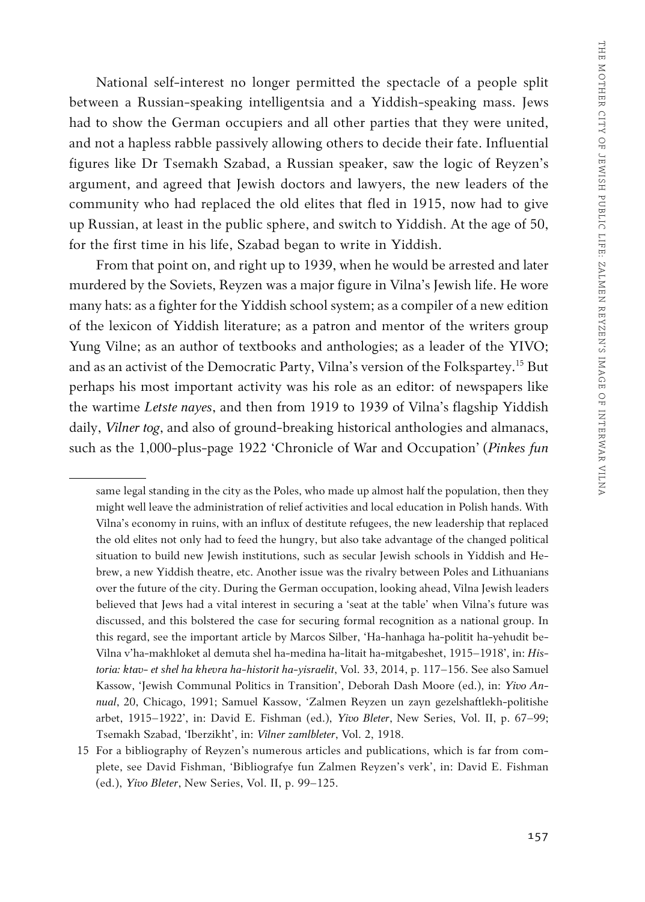National self-interest no longer permitted the spectacle of a people split between a Russian-speaking intelligentsia and a Yiddish-speaking mass. Jews had to show the German occupiers and all other parties that they were united, and not a hapless rabble passively allowing others to decide their fate. Influential figures like Dr Tsemakh Szabad, a Russian speaker, saw the logic of Reyzen's argument, and agreed that Jewish doctors and lawyers, the new leaders of the community who had replaced the old elites that fled in 1915, now had to give up Russian, at least in the public sphere, and switch to Yiddish. At the age of 50, for the first time in his life, Szabad began to write in Yiddish.

From that point on, and right up to 1939, when he would be arrested and later murdered by the Soviets, Reyzen was a major figure in Vilna's Jewish life. He wore many hats: as a fighter for the Yiddish school system; as a compiler of a new edition of the lexicon of Yiddish literature; as a patron and mentor of the writers group Yung Vilne; as an author of textbooks and anthologies; as a leader of the YIVO; and as an activist of the Democratic Party, Vilna's version of the Folkspartey.[15] But perhaps his most important activity was his role as an editor: of newspapers like the wartime *Letste nayes*, and then from 1919 to 1939 of Vilna's flagship Yiddish daily, *Vilner tog*, and also of ground-breaking historical anthologies and almanacs, such as the 1,000-plus-page 1922 'Chronicle of War and Occupation' (*Pinkes fun*

---

same legal standing in the city as the Poles, who made up almost half the population, then they might well leave the administration of relief activities and local education in Polish hands. With Vilna's economy in ruins, with an influx of destitute refugees, the new leadership that replaced the old elites not only had to feed the hungry, but also take advantage of the changed political situation to build new Jewish institutions, such as secular Jewish schools in Yiddish and Hebrew, a new Yiddish theatre, etc. Another issue was the rivalry between Poles and Lithuanians over the future of the city. During the German occupation, looking ahead, Vilna Jewish leaders believed that Jews had a vital interest in securing a 'seat at the table' when Vilna's future was discussed, and this bolstered the case for securing formal recognition as a national group. In this regard, see the important article by Marcos Silber, 'Ha-hanhaga ha-politit ha-yehudit be-Vilna v'ha-makhloket al demuta shel ha-medina ha-litait ha-mitgabeshet, 1915–1918', in: *Historia: ktav- et shel ha khevra ha-historit ha-yisraelit*, Vol. 33, 2014, p. 117–156. See also Samuel Kassow, 'Jewish Communal Politics in Transition', Deborah Dash Moore (ed.), in: *Yivo Annual*, 20, Chicago, 1991; Samuel Kassow, 'Zalmen Reyzen un zayn gezelshaftlekh-politishe arbet, 1915–1922', in: David E. Fishman (ed.), *Yivo Bleter*, New Series, Vol. II, p. 67–99; Tsemakh Szabad, 'Iberzikht', in: *Vilner zamlbleter*, Vol. 2, 1918.

15 For a bibliography of Reyzen's numerous articles and publications, which is far from complete, see David Fishman, 'Bibliografye fun Zalmen Reyzen's verk', in: David E. Fishman (ed.), *Yivo Bleter*, New Series, Vol. II, p. 99–125.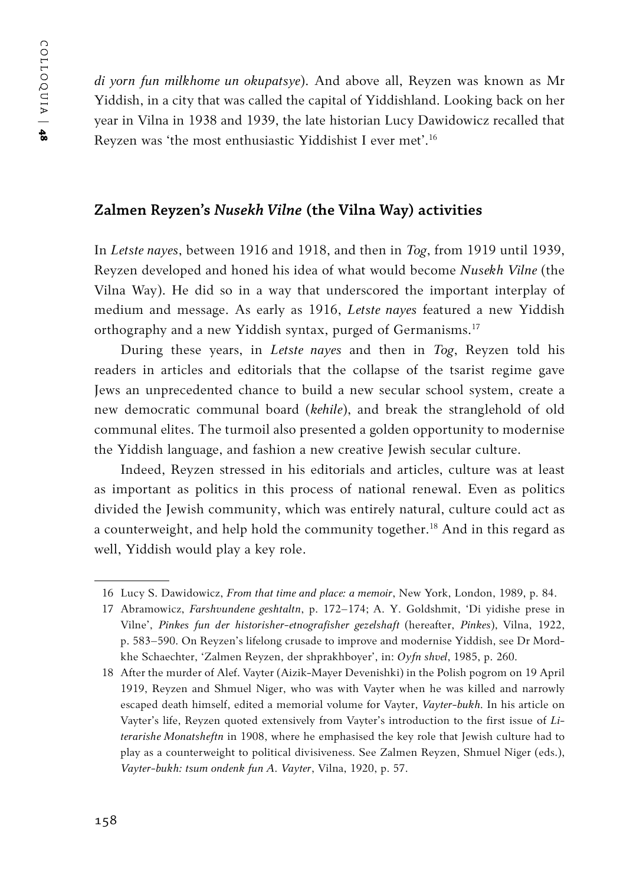*di yorn fun milkhome un okupatsye*). And above all, Reyzen was known as Mr Yiddish, in a city that was called the capital of Yiddishland. Looking back on her year in Vilna in 1938 and 1939, the late historian Lucy Dawidowicz recalled that Reyzen was 'the most enthusiastic Yiddishist I ever met'.[16]

## Zalmen Reyzen's *Nusekh Vilne* (the Vilna Way) activities

In *Letste nayes*, between 1916 and 1918, and then in *Tog*, from 1919 until 1939, Reyzen developed and honed his idea of what would become *Nusekh Vilne* (the Vilna Way). He did so in a way that underscored the important interplay of medium and message. As early as 1916, *Letste nayes* featured a new Yiddish orthography and a new Yiddish syntax, purged of Germanisms.[17]

During these years, in *Letste nayes* and then in *Tog*, Reyzen told his readers in articles and editorials that the collapse of the tsarist regime gave Jews an unprecedented chance to build a new secular school system, create a new democratic communal board (*kehile*), and break the stranglehold of old communal elites. The turmoil also presented a golden opportunity to modernise the Yiddish language, and fashion a new creative Jewish secular culture.

Indeed, Reyzen stressed in his editorials and articles, culture was at least as important as politics in this process of national renewal. Even as politics divided the Jewish community, which was entirely natural, culture could act as a counterweight, and help hold the community together.[18] And in this regard as well, Yiddish would play a key role.

---

16 Lucy S. Dawidowicz, *From that time and place: a memoir*, New York, London, 1989, p. 84.

17 Abramowicz, *Farshvundene geshtaltn*, p. 172–174; A. Y. Goldshmit, 'Di yidishe prese in Vilne', *Pinkes fun der historisher-etnografisher gezelshaft* (hereafter, *Pinkes*), Vilna, 1922, p. 583–590. On Reyzen's lifelong crusade to improve and modernise Yiddish, see Dr Mordkhe Schaechter, 'Zalmen Reyzen, der shprakhboyer', in: *Oyfn shvel*, 1985, p. 260.

18 After the murder of Alef. Vayter (Aizik-Mayer Devenishki) in the Polish pogrom on 19 April 1919, Reyzen and Shmuel Niger, who was with Vayter when he was killed and narrowly escaped death himself, edited a memorial volume for Vayter, *Vayter-bukh*. In his article on Vayter's life, Reyzen quoted extensively from Vayter's introduction to the first issue of *Literarishe Monatsheftn* in 1908, where he emphasised the key role that Jewish culture had to play as a counterweight to political divisiveness. See Zalmen Reyzen, Shmuel Niger (eds.), *Vayter-bukh: tsum ondenk fun A. Vayter*, Vilna, 1920, p. 57.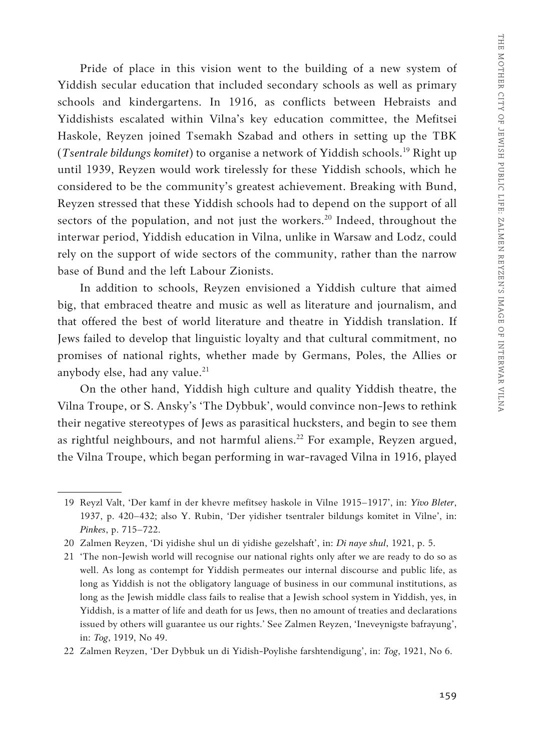Pride of place in this vision went to the building of a new system of Yiddish secular education that included secondary schools as well as primary schools and kindergartens. In 1916, as conflicts between Hebraists and Yiddishists escalated within Vilna's key education committee, the Mefitsei Haskole, Reyzen joined Tsemakh Szabad and others in setting up the TBK (*Tsentrale bildungs komitet*) to organise a network of Yiddish schools.[19] Right up until 1939, Reyzen would work tirelessly for these Yiddish schools, which he considered to be the community's greatest achievement. Breaking with Bund, Reyzen stressed that these Yiddish schools had to depend on the support of all sectors of the population, and not just the workers.[20] Indeed, throughout the interwar period, Yiddish education in Vilna, unlike in Warsaw and Lodz, could rely on the support of wide sectors of the community, rather than the narrow base of Bund and the left Labour Zionists.

In addition to schools, Reyzen envisioned a Yiddish culture that aimed big, that embraced theatre and music as well as literature and journalism, and that offered the best of world literature and theatre in Yiddish translation. If Jews failed to develop that linguistic loyalty and that cultural commitment, no promises of national rights, whether made by Germans, Poles, the Allies or anybody else, had any value.[21]

On the other hand, Yiddish high culture and quality Yiddish theatre, the Vilna Troupe, or S. Ansky's 'The Dybbuk', would convince non-Jews to rethink their negative stereotypes of Jews as parasitical hucksters, and begin to see them as rightful neighbours, and not harmful aliens.[22] For example, Reyzen argued, the Vilna Troupe, which began performing in war-ravaged Vilna in 1916, played

---

19 Reyzl Valt, 'Der kamf in der khevre mefitsey haskole in Vilne 1915–1917', in: *Yivo Bleter*, 1937, p. 420–432; also Y. Rubin, 'Der yidisher tsentraler bildungs komitet in Vilne', in: *Pinkes*, p. 715–722.

20 Zalmen Reyzen, 'Di yidishe shul un di yidishe gezelshaft', in: *Di naye shul*, 1921, p. 5.

21 'The non-Jewish world will recognise our national rights only after we are ready to do so as well. As long as contempt for Yiddish permeates our internal discourse and public life, as long as Yiddish is not the obligatory language of business in our communal institutions, as long as the Jewish middle class fails to realise that a Jewish school system in Yiddish, yes, in Yiddish, is a matter of life and death for us Jews, then no amount of treaties and declarations issued by others will guarantee us our rights.' See Zalmen Reyzen, 'Ineveynigste bafrayung', in: *Tog*, 1919, No 49.

22 Zalmen Reyzen, 'Der Dybbuk un di Yidish-Poylishe farshtendigung', in: *Tog*, 1921, No 6.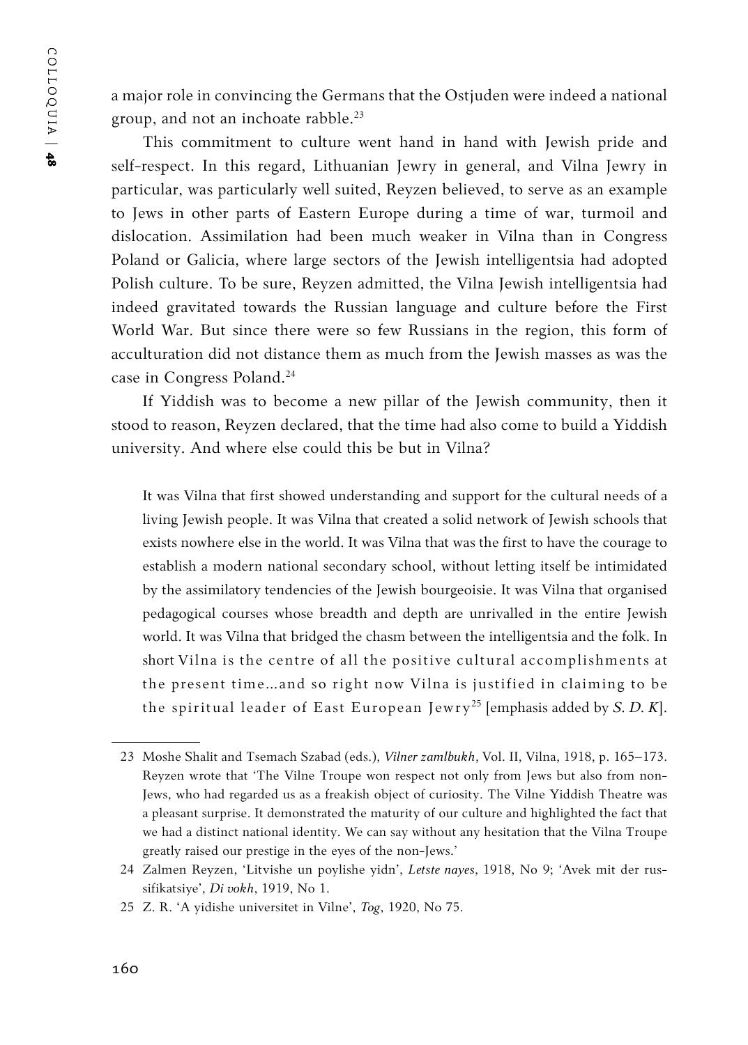a major role in convincing the Germans that the Ostjuden were indeed a national group, and not an inchoate rabble.[23]

This commitment to culture went hand in hand with Jewish pride and self-respect. In this regard, Lithuanian Jewry in general, and Vilna Jewry in particular, was particularly well suited, Reyzen believed, to serve as an example to Jews in other parts of Eastern Europe during a time of war, turmoil and dislocation. Assimilation had been much weaker in Vilna than in Congress Poland or Galicia, where large sectors of the Jewish intelligentsia had adopted Polish culture. To be sure, Reyzen admitted, the Vilna Jewish intelligentsia had indeed gravitated towards the Russian language and culture before the First World War. But since there were so few Russians in the region, this form of acculturation did not distance them as much from the Jewish masses as was the case in Congress Poland.[24]

If Yiddish was to become a new pillar of the Jewish community, then it stood to reason, Reyzen declared, that the time had also come to build a Yiddish university. And where else could this be but in Vilna?

> It was Vilna that first showed understanding and support for the cultural needs of a living Jewish people. It was Vilna that created a solid network of Jewish schools that exists nowhere else in the world. It was Vilna that was the first to have the courage to establish a modern national secondary school, without letting itself be intimidated by the assimilatory tendencies of the Jewish bourgeoisie. It was Vilna that organised pedagogical courses whose breadth and depth are unrivalled in the entire Jewish world. It was Vilna that bridged the chasm between the intelligentsia and the folk. In short Vilna is the centre of all the positive cultural accomplishments at the present time...and so right now Vilna is justified in claiming to be the spiritual leader of East European Jewry[25] [emphasis added by *S. D. K*].

---

23 Moshe Shalit and Tsemach Szabad (eds.), *Vilner zamlbukh*, Vol. II, Vilna, 1918, p. 165–173. Reyzen wrote that 'The Vilne Troupe won respect not only from Jews but also from non-Jews, who had regarded us as a freakish object of curiosity. The Vilne Yiddish Theatre was a pleasant surprise. It demonstrated the maturity of our culture and highlighted the fact that we had a distinct national identity. We can say without any hesitation that the Vilna Troupe greatly raised our prestige in the eyes of the non-Jews.'

24 Zalmen Reyzen, 'Litvishe un poylishe yidn', *Letste nayes*, 1918, No 9; 'Avek mit der rus-sifikatsiye', *Di vokh*, 1919, No 1.

25 Z. R. 'A yidishe universitet in Vilne', *Tog*, 1920, No 75.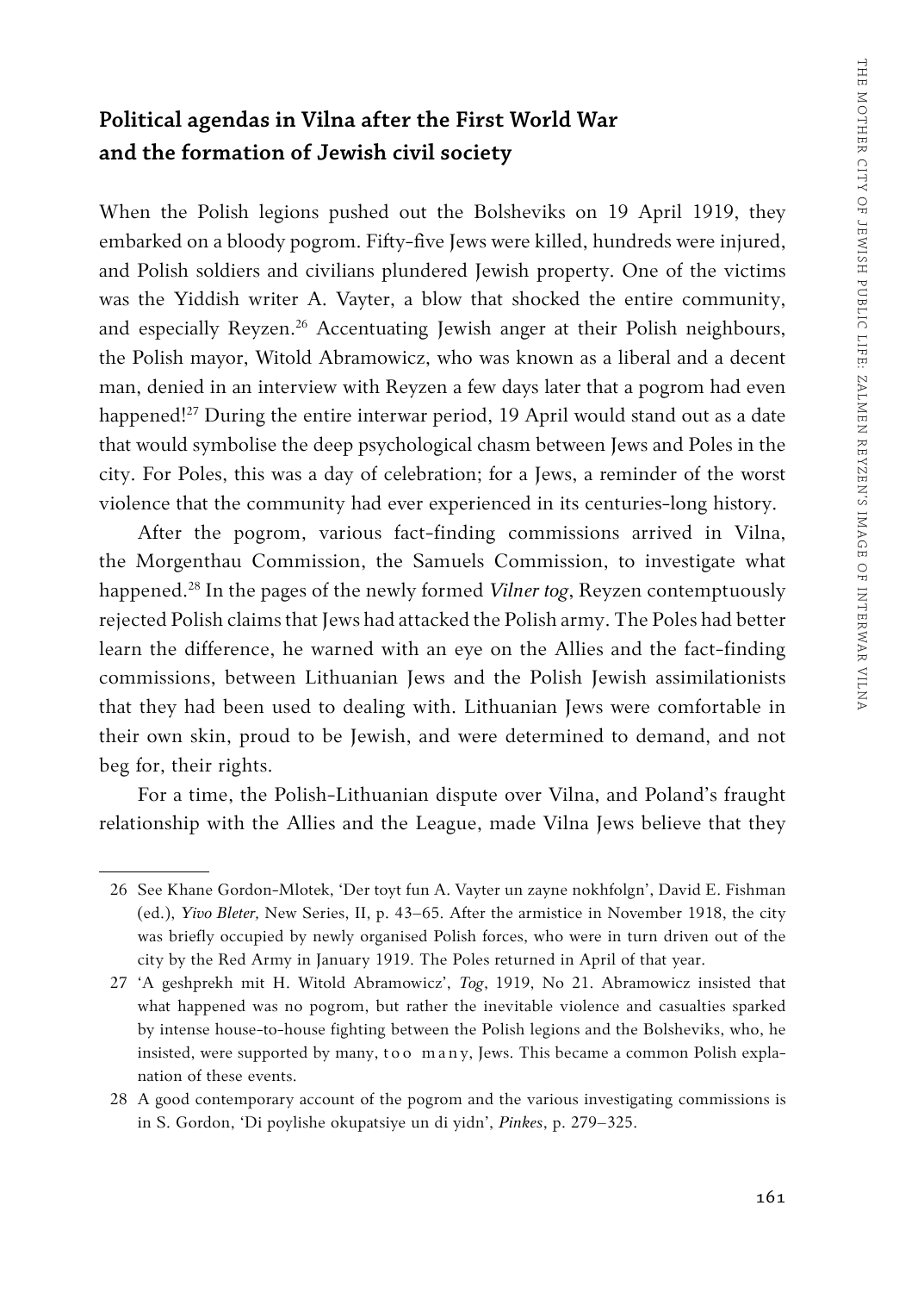## **Political agendas in Vilna after the First World War and the formation of Jewish civil society**

When the Polish legions pushed out the Bolsheviks on 19 April 1919, they embarked on a bloody pogrom. Fifty-five Jews were killed, hundreds were injured, and Polish soldiers and civilians plundered Jewish property. One of the victims was the Yiddish writer A. Vayter, a blow that shocked the entire community, and especially Reyzen.[26] Accentuating Jewish anger at their Polish neighbours, the Polish mayor, Witold Abramowicz, who was known as a liberal and a decent man, denied in an interview with Reyzen a few days later that a pogrom had even happened![27] During the entire interwar period, 19 April would stand out as a date that would symbolise the deep psychological chasm between Jews and Poles in the city. For Poles, this was a day of celebration; for a Jews, a reminder of the worst violence that the community had ever experienced in its centuries-long history.

After the pogrom, various fact-finding commissions arrived in Vilna, the Morgenthau Commission, the Samuels Commission, to investigate what happened.[28] In the pages of the newly formed *Vilner tog*, Reyzen contemptuously rejected Polish claims that Jews had attacked the Polish army. The Poles had better learn the difference, he warned with an eye on the Allies and the fact-finding commissions, between Lithuanian Jews and the Polish Jewish assimilationists that they had been used to dealing with. Lithuanian Jews were comfortable in their own skin, proud to be Jewish, and were determined to demand, and not beg for, their rights.

For a time, the Polish-Lithuanian dispute over Vilna, and Poland's fraught relationship with the Allies and the League, made Vilna Jews believe that they

---

26 See Khane Gordon-Mlotek, 'Der toyt fun A. Vayter un zayne nokhfolgn', David E. Fishman (ed.), *Yivo Bleter,* New Series, II, p. 43–65. After the armistice in November 1918, the city was briefly occupied by newly organised Polish forces, who were in turn driven out of the city by the Red Army in January 1919. The Poles returned in April of that year.

27 'A geshprekh mit H. Witold Abramowicz', *Tog*, 1919, No 21. Abramowicz insisted that what happened was no pogrom, but rather the inevitable violence and casualties sparked by intense house-to-house fighting between the Polish legions and the Bolsheviks, who, he insisted, were supported by many, too many, Jews. This became a common Polish explanation of these events.

28 A good contemporary account of the pogrom and the various investigating commissions is in S. Gordon, 'Di poylishe okupatsiye un di yidn', *Pinkes*, p. 279–325.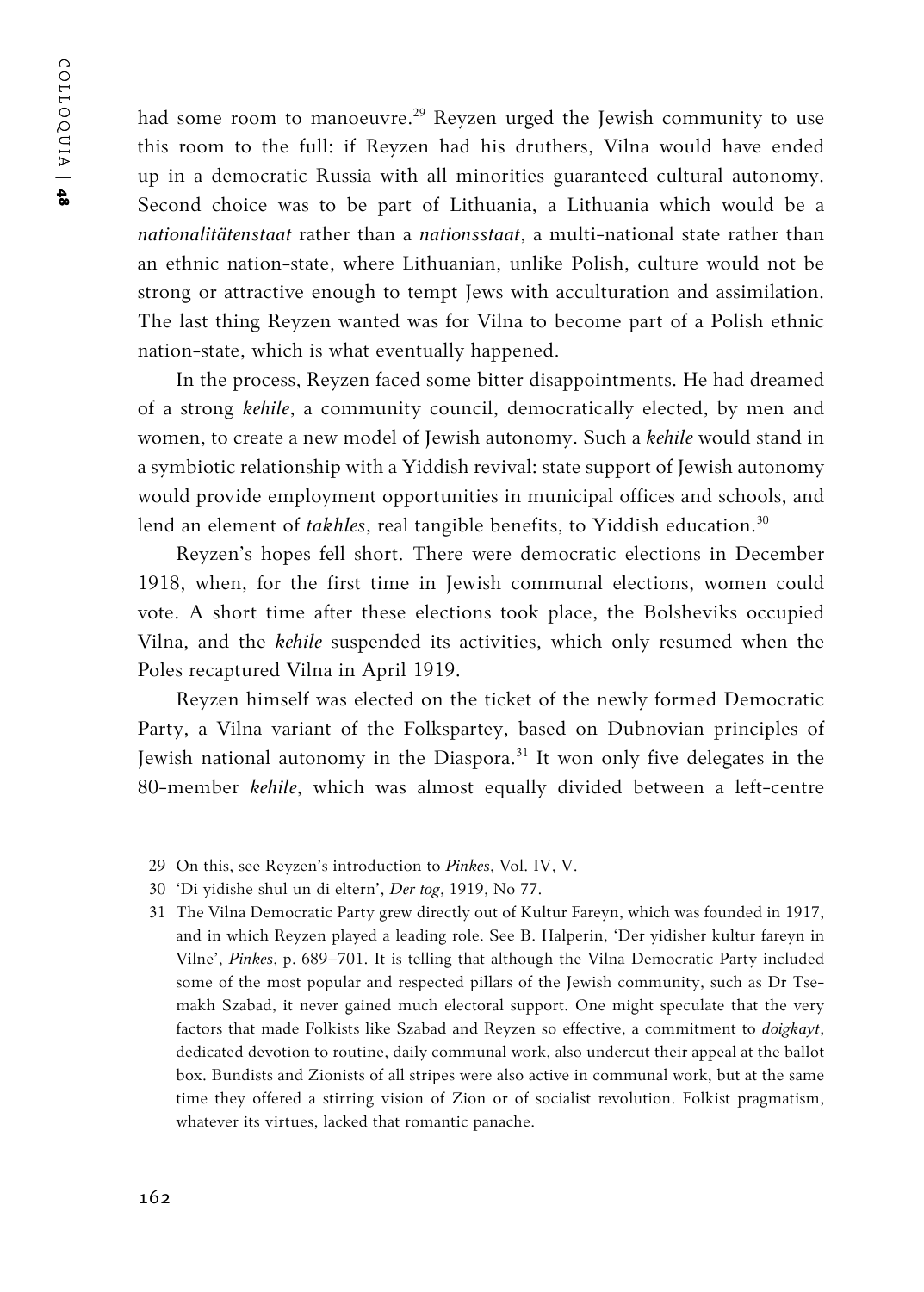had some room to manoeuvre.[29] Reyzen urged the Jewish community to use this room to the full: if Reyzen had his druthers, Vilna would have ended up in a democratic Russia with all minorities guaranteed cultural autonomy. Second choice was to be part of Lithuania, a Lithuania which would be a *nationalitätenstaat* rather than a *nationsstaat*, a multi-national state rather than an ethnic nation-state, where Lithuanian, unlike Polish, culture would not be strong or attractive enough to tempt Jews with acculturation and assimilation. The last thing Reyzen wanted was for Vilna to become part of a Polish ethnic nation-state, which is what eventually happened.

In the process, Reyzen faced some bitter disappointments. He had dreamed of a strong *kehile*, a community council, democratically elected, by men and women, to create a new model of Jewish autonomy. Such a *kehile* would stand in a symbiotic relationship with a Yiddish revival: state support of Jewish autonomy would provide employment opportunities in municipal offices and schools, and lend an element of *takhles*, real tangible benefits, to Yiddish education.[30]

Reyzen's hopes fell short. There were democratic elections in December 1918, when, for the first time in Jewish communal elections, women could vote. A short time after these elections took place, the Bolsheviks occupied Vilna, and the *kehile* suspended its activities, which only resumed when the Poles recaptured Vilna in April 1919.

Reyzen himself was elected on the ticket of the newly formed Democratic Party, a Vilna variant of the Folkspartey, based on Dubnovian principles of Jewish national autonomy in the Diaspora.[31] It won only five delegates in the 80-member *kehile*, which was almost equally divided between a left-centre

---

29 On this, see Reyzen's introduction to *Pinkes*, Vol. IV, V.

30 'Di yidishe shul un di eltern', *Der tog*, 1919, No 77.

31 The Vilna Democratic Party grew directly out of Kultur Fareyn, which was founded in 1917, and in which Reyzen played a leading role. See B. Halperin, 'Der yidisher kultur fareyn in Vilne', *Pinkes*, p. 689–701. It is telling that although the Vilna Democratic Party included some of the most popular and respected pillars of the Jewish community, such as Dr Tsemakh Szabad, it never gained much electoral support. One might speculate that the very factors that made Folkists like Szabad and Reyzen so effective, a commitment to *doigkayt*, dedicated devotion to routine, daily communal work, also undercut their appeal at the ballot box. Bundists and Zionists of all stripes were also active in communal work, but at the same time they offered a stirring vision of Zion or of socialist revolution. Folkist pragmatism, whatever its virtues, lacked that romantic panache.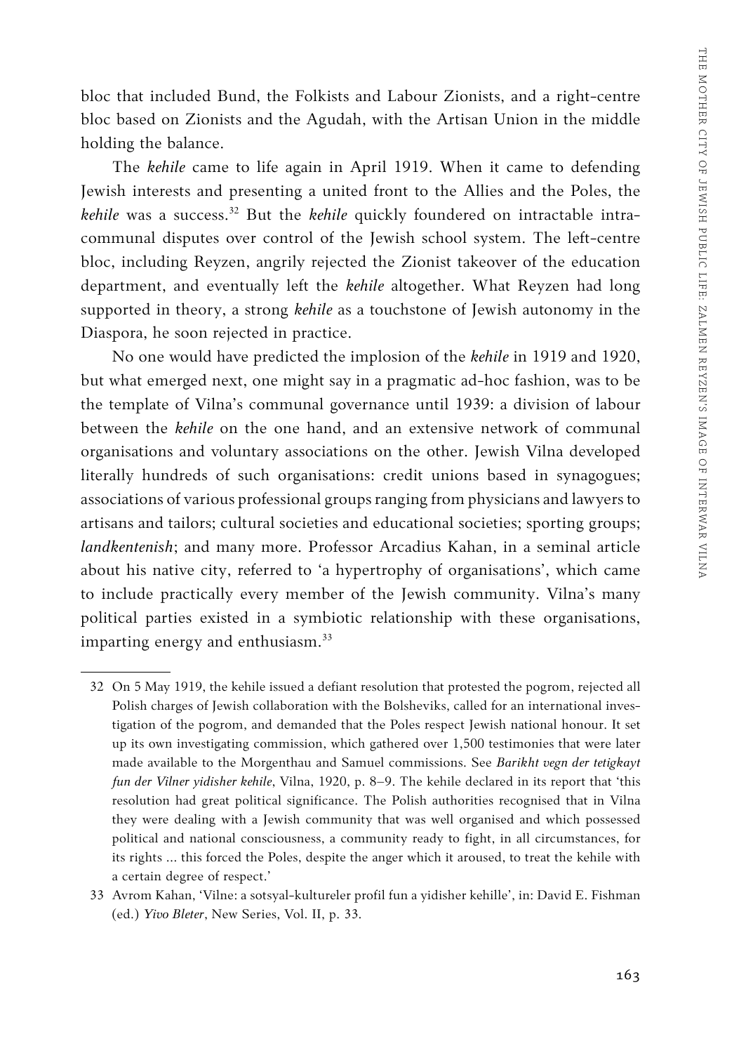bloc that included Bund, the Folkists and Labour Zionists, and a right-centre bloc based on Zionists and the Agudah, with the Artisan Union in the middle holding the balance.

The *kehile* came to life again in April 1919. When it came to defending Jewish interests and presenting a united front to the Allies and the Poles, the *kehile* was a success.[32] But the *kehile* quickly foundered on intractable intra-communal disputes over control of the Jewish school system. The left-centre bloc, including Reyzen, angrily rejected the Zionist takeover of the education department, and eventually left the *kehile* altogether. What Reyzen had long supported in theory, a strong *kehile* as a touchstone of Jewish autonomy in the Diaspora, he soon rejected in practice.

No one would have predicted the implosion of the *kehile* in 1919 and 1920, but what emerged next, one might say in a pragmatic ad-hoc fashion, was to be the template of Vilna's communal governance until 1939: a division of labour between the *kehile* on the one hand, and an extensive network of communal organisations and voluntary associations on the other. Jewish Vilna developed literally hundreds of such organisations: credit unions based in synagogues; associations of various professional groups ranging from physicians and lawyers to artisans and tailors; cultural societies and educational societies; sporting groups; *landkentenish*; and many more. Professor Arcadius Kahan, in a seminal article about his native city, referred to 'a hypertrophy of organisations', which came to include practically every member of the Jewish community. Vilna's many political parties existed in a symbiotic relationship with these organisations, imparting energy and enthusiasm.[33]

---

32 On 5 May 1919, the kehile issued a defiant resolution that protested the pogrom, rejected all Polish charges of Jewish collaboration with the Bolsheviks, called for an international investigation of the pogrom, and demanded that the Poles respect Jewish national honour. It set up its own investigating commission, which gathered over 1,500 testimonies that were later made available to the Morgenthau and Samuel commissions. See *Barikht vegn der tetigkayt fun der Vilner yidisher kehile*, Vilna, 1920, p. 8–9. The kehile declared in its report that 'this resolution had great political significance. The Polish authorities recognised that in Vilna they were dealing with a Jewish community that was well organised and which possessed political and national consciousness, a community ready to fight, in all circumstances, for its rights ... this forced the Poles, despite the anger which it aroused, to treat the kehile with a certain degree of respect.'

33 Avrom Kahan, 'Vilne: a sotsyal-kultureler profil fun a yidisher kehille', in: David E. Fishman (ed.) *Yivo Bleter*, New Series, Vol. II, p. 33.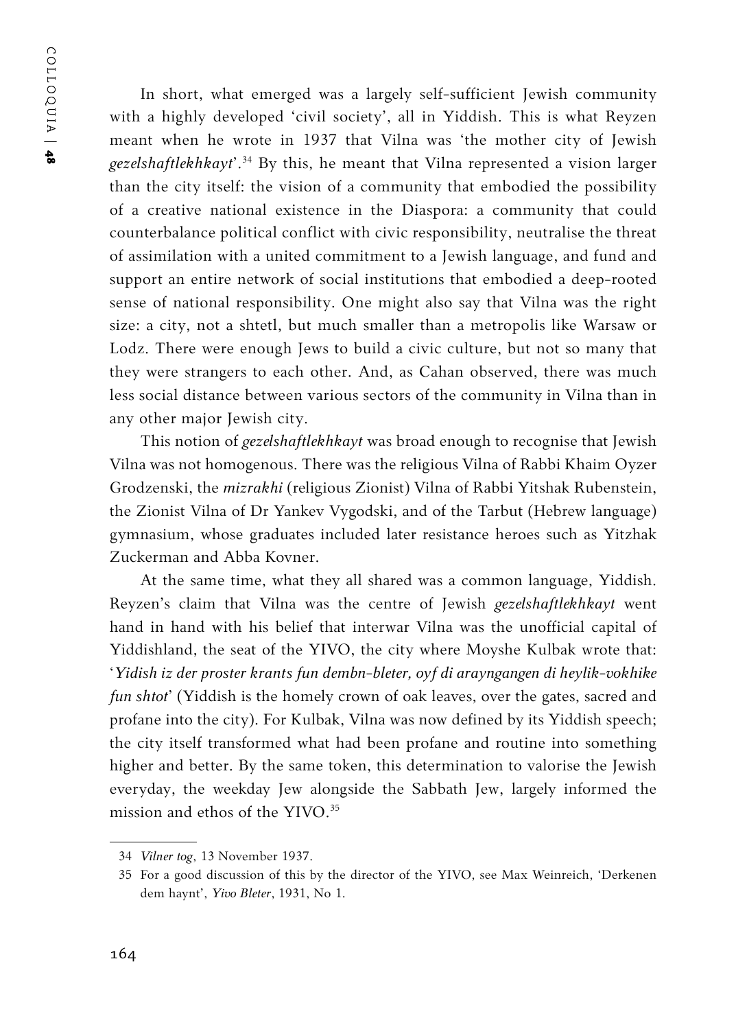In short, what emerged was a largely self-sufficient Jewish community with a highly developed 'civil society', all in Yiddish. This is what Reyzen meant when he wrote in 1937 that Vilna was 'the mother city of Jewish *gezelshaftlekhkayt*'.[34] By this, he meant that Vilna represented a vision larger than the city itself: the vision of a community that embodied the possibility of a creative national existence in the Diaspora: a community that could counterbalance political conflict with civic responsibility, neutralise the threat of assimilation with a united commitment to a Jewish language, and fund and support an entire network of social institutions that embodied a deep-rooted sense of national responsibility. One might also say that Vilna was the right size: a city, not a shtetl, but much smaller than a metropolis like Warsaw or Lodz. There were enough Jews to build a civic culture, but not so many that they were strangers to each other. And, as Cahan observed, there was much less social distance between various sectors of the community in Vilna than in any other major Jewish city.

This notion of *gezelshaftlekhkayt* was broad enough to recognise that Jewish Vilna was not homogenous. There was the religious Vilna of Rabbi Khaim Oyzer Grodzenski, the *mizrakhi* (religious Zionist) Vilna of Rabbi Yitshak Rubenstein, the Zionist Vilna of Dr Yankev Vygodski, and of the Tarbut (Hebrew language) gymnasium, whose graduates included later resistance heroes such as Yitzhak Zuckerman and Abba Kovner.

At the same time, what they all shared was a common language, Yiddish. Reyzen's claim that Vilna was the centre of Jewish *gezelshaftlekhkayt* went hand in hand with his belief that interwar Vilna was the unofficial capital of Yiddishland, the seat of the YIVO, the city where Moyshe Kulbak wrote that: '*Yidish iz der proster krants fun dembn-bleter, oyf di arayngangen di heylik-vokhike fun shtot*' (Yiddish is the homely crown of oak leaves, over the gates, sacred and profane into the city). For Kulbak, Vilna was now defined by its Yiddish speech; the city itself transformed what had been profane and routine into something higher and better. By the same token, this determination to valorise the Jewish everyday, the weekday Jew alongside the Sabbath Jew, largely informed the mission and ethos of the YIVO.[35]

---

34 *Vilner tog*, 13 November 1937.

35 For a good discussion of this by the director of the YIVO, see Max Weinreich, 'Derkenen dem haynt', *Yivo Bleter*, 1931, No 1.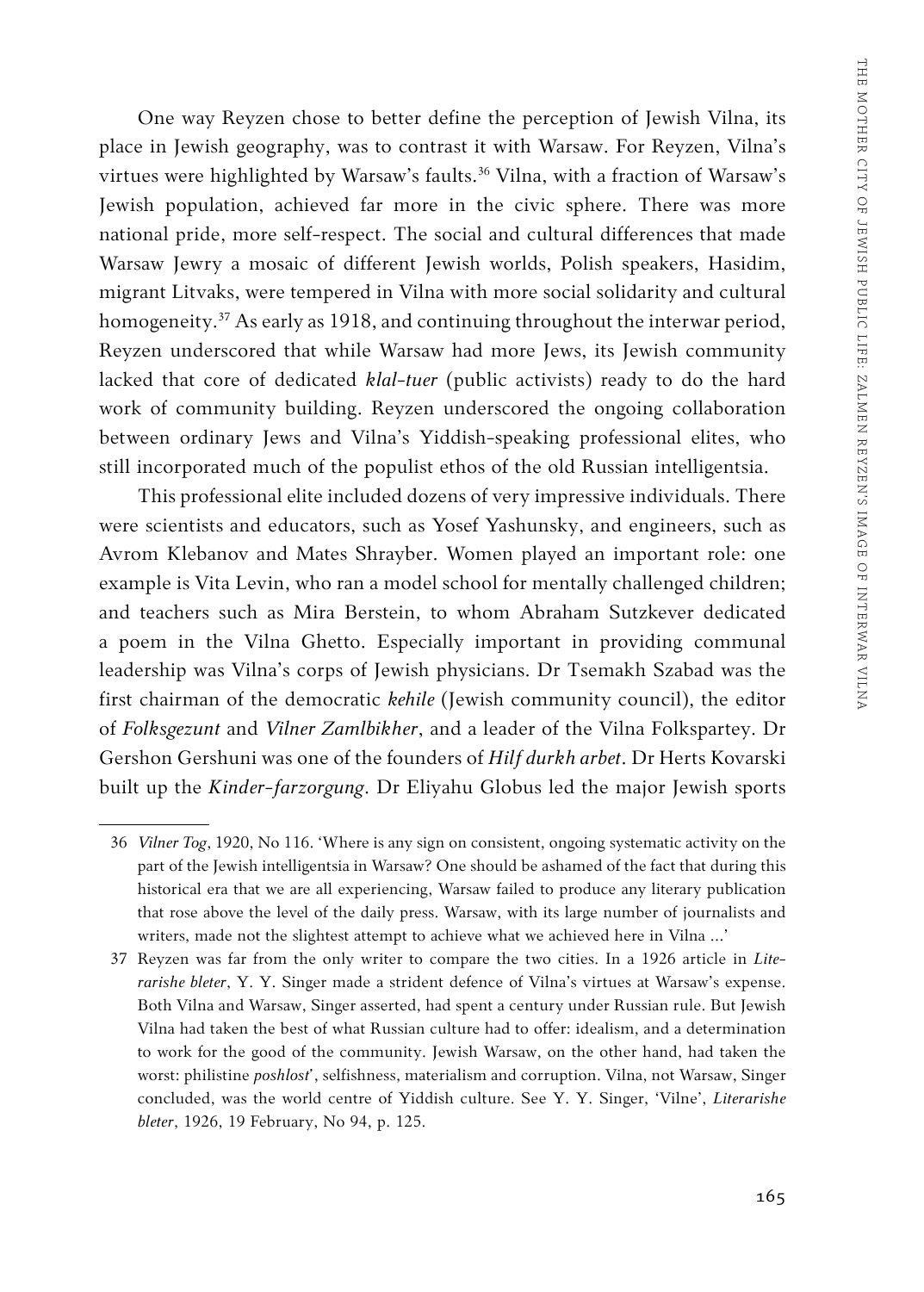One way Reyzen chose to better define the perception of Jewish Vilna, its place in Jewish geography, was to contrast it with Warsaw. For Reyzen, Vilna's virtues were highlighted by Warsaw's faults.[36] Vilna, with a fraction of Warsaw's Jewish population, achieved far more in the civic sphere. There was more national pride, more self-respect. The social and cultural differences that made Warsaw Jewry a mosaic of different Jewish worlds, Polish speakers, Hasidim, migrant Litvaks, were tempered in Vilna with more social solidarity and cultural homogeneity.[37] As early as 1918, and continuing throughout the interwar period, Reyzen underscored that while Warsaw had more Jews, its Jewish community lacked that core of dedicated *klal-tuer* (public activists) ready to do the hard work of community building. Reyzen underscored the ongoing collaboration between ordinary Jews and Vilna's Yiddish-speaking professional elites, who still incorporated much of the populist ethos of the old Russian intelligentsia.

This professional elite included dozens of very impressive individuals. There were scientists and educators, such as Yosef Yashunsky, and engineers, such as Avrom Klebanov and Mates Shrayber. Women played an important role: one example is Vita Levin, who ran a model school for mentally challenged children; and teachers such as Mira Berstein, to whom Abraham Sutzkever dedicated a poem in the Vilna Ghetto. Especially important in providing communal leadership was Vilna's corps of Jewish physicians. Dr Tsemakh Szabad was the first chairman of the democratic *kehile* (Jewish community council), the editor of *Folksgezunt* and *Vilner Zamlbikher*, and a leader of the Vilna Folkspartey. Dr Gershon Gershuni was one of the founders of *Hilf durkh arbet*. Dr Herts Kovarski built up the *Kinder-farzorgung*. Dr Eliyahu Globus led the major Jewish sports

---

36 *Vilner Tog*, 1920, No 116. 'Where is any sign on consistent, ongoing systematic activity on the part of the Jewish intelligentsia in Warsaw? One should be ashamed of the fact that during this historical era that we are all experiencing, Warsaw failed to produce any literary publication that rose above the level of the daily press. Warsaw, with its large number of journalists and writers, made not the slightest attempt to achieve what we achieved here in Vilna ...'

37 Reyzen was far from the only writer to compare the two cities. In a 1926 article in *Literarishe bleter*, Y. Y. Singer made a strident defence of Vilna's virtues at Warsaw's expense. Both Vilna and Warsaw, Singer asserted, had spent a century under Russian rule. But Jewish Vilna had taken the best of what Russian culture had to offer: idealism, and a determination to work for the good of the community. Jewish Warsaw, on the other hand, had taken the worst: philistine *poshlost'*, selfishness, materialism and corruption. Vilna, not Warsaw, Singer concluded, was the world centre of Yiddish culture. See Y. Y. Singer, 'Vilne', *Literarishe bleter*, 1926, 19 February, No 94, p. 125.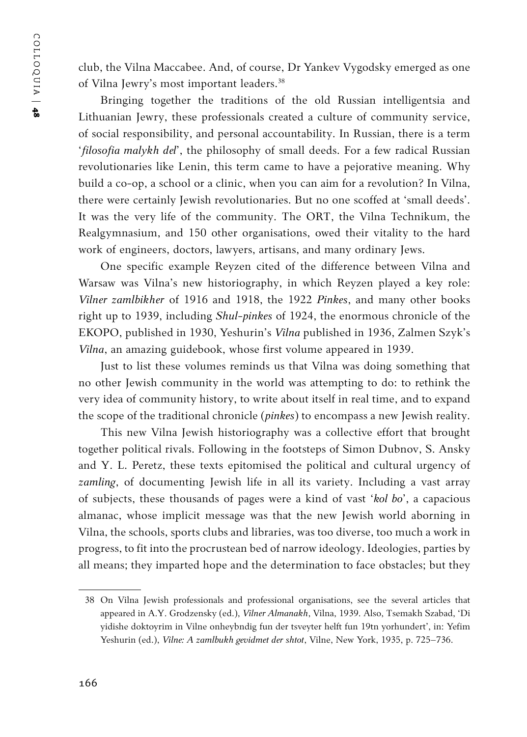club, the Vilna Maccabee. And, of course, Dr Yankev Vygodsky emerged as one of Vilna Jewry's most important leaders.[38]

Bringing together the traditions of the old Russian intelligentsia and Lithuanian Jewry, these professionals created a culture of community service, of social responsibility, and personal accountability. In Russian, there is a term '*filosofia malykh del*', the philosophy of small deeds. For a few radical Russian revolutionaries like Lenin, this term came to have a pejorative meaning. Why build a co-op, a school or a clinic, when you can aim for a revolution? In Vilna, there were certainly Jewish revolutionaries. But no one scoffed at 'small deeds'. It was the very life of the community. The ORT, the Vilna Technikum, the Realgymnasium, and 150 other organisations, owed their vitality to the hard work of engineers, doctors, lawyers, artisans, and many ordinary Jews.

One specific example Reyzen cited of the difference between Vilna and Warsaw was Vilna's new historiography, in which Reyzen played a key role: *Vilner zamlbikher* of 1916 and 1918, the 1922 *Pinkes*, and many other books right up to 1939, including *Shul-pinkes* of 1924, the enormous chronicle of the EKOPO, published in 1930, Yeshurin's *Vilna* published in 1936, Zalmen Szyk's *Vilna*, an amazing guidebook, whose first volume appeared in 1939.

Just to list these volumes reminds us that Vilna was doing something that no other Jewish community in the world was attempting to do: to rethink the very idea of community history, to write about itself in real time, and to expand the scope of the traditional chronicle (*pinkes*) to encompass a new Jewish reality.

This new Vilna Jewish historiography was a collective effort that brought together political rivals. Following in the footsteps of Simon Dubnov, S. Ansky and Y. L. Peretz, these texts epitomised the political and cultural urgency of *zamling*, of documenting Jewish life in all its variety. Including a vast array of subjects, these thousands of pages were a kind of vast '*kol bo*', a capacious almanac, whose implicit message was that the new Jewish world aborning in Vilna, the schools, sports clubs and libraries, was too diverse, too much a work in progress, to fit into the procrustean bed of narrow ideology. Ideologies, parties by all means; they imparted hope and the determination to face obstacles; but they

---

38 On Vilna Jewish professionals and professional organisations, see the several articles that appeared in A.Y. Grodzensky (ed.), *Vilner Almanakh*, Vilna, 1939. Also, Tsemakh Szabad, 'Di yidishe doktoyrim in Vilne onheybndig fun der tsveyter helft fun 19tn yorhundert', in: Yefim Yeshurin (ed.), *Vilne: A zamlbukh gevidmet der shtot*, Vilne, New York, 1935, p. 725–736.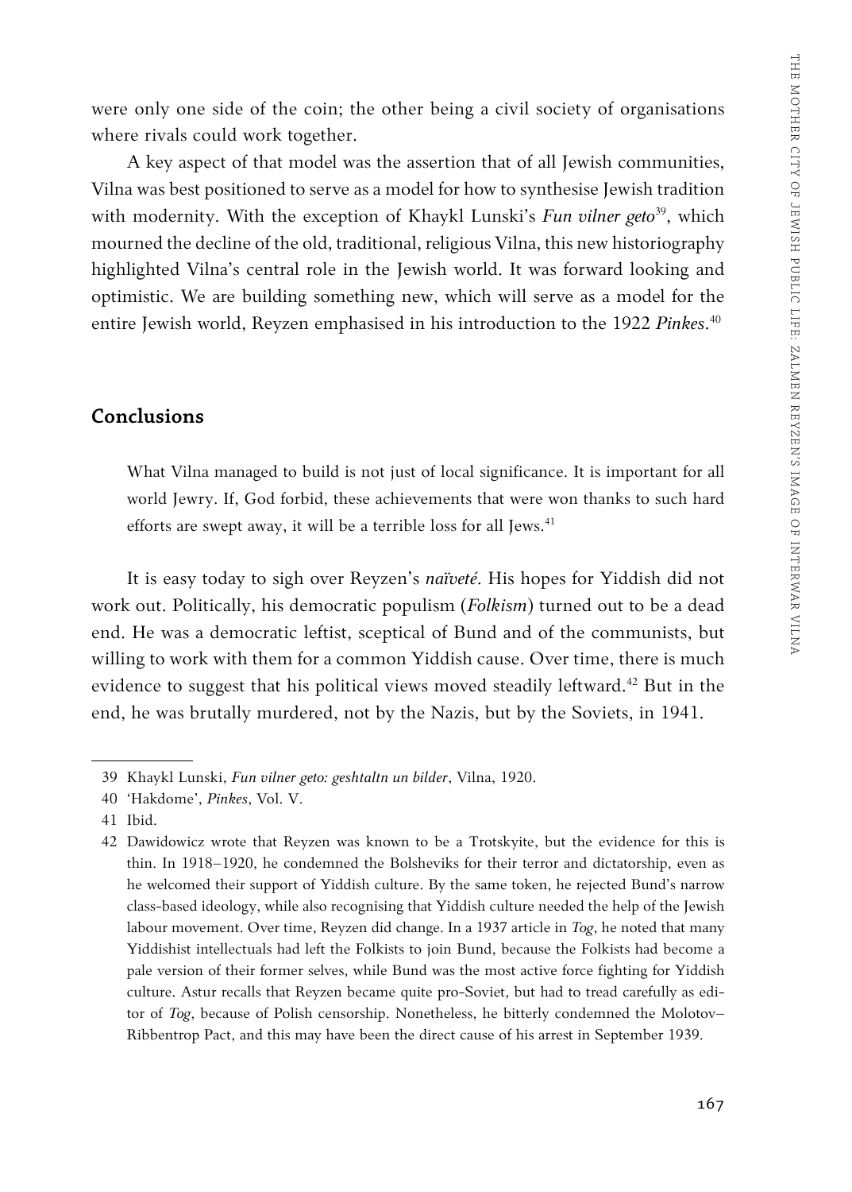were only one side of the coin; the other being a civil society of organisations where rivals could work together.

A key aspect of that model was the assertion that of all Jewish communities, Vilna was best positioned to serve as a model for how to synthesise Jewish tradition with modernity. With the exception of Khaykl Lunski's ***Fun vilner geto***[39], which mourned the decline of the old, traditional, religious Vilna, this new historiography highlighted Vilna's central role in the Jewish world. It was forward looking and optimistic. We are building something new, which will serve as a model for the entire Jewish world, Reyzen emphasised in his introduction to the 1922 ***Pinkes***.[40]

## Conclusions

> What Vilna managed to build is not just of local significance. It is important for all world Jewry. If, God forbid, these achievements that were won thanks to such hard efforts are swept away, it will be a terrible loss for all Jews.[41]

It is easy today to sigh over Reyzen's *naïveté*. His hopes for Yiddish did not work out. Politically, his democratic populism (*Folkism*) turned out to be a dead end. He was a democratic leftist, sceptical of Bund and of the communists, but willing to work with them for a common Yiddish cause. Over time, there is much evidence to suggest that his political views moved steadily leftward.[42] But in the end, he was brutally murdered, not by the Nazis, but by the Soviets, in 1941.

---

39 Khaykl Lunski, *Fun vilner geto: geshtaltn un bilder*, Vilna, 1920.

40 'Hakdome', *Pinkes*, Vol. V.

41 Ibid.

42 Dawidowicz wrote that Reyzen was known to be a Trotskyite, but the evidence for this is thin. In 1918–1920, he condemned the Bolsheviks for their terror and dictatorship, even as he welcomed their support of Yiddish culture. By the same token, he rejected Bund's narrow class-based ideology, while also recognising that Yiddish culture needed the help of the Jewish labour movement. Over time, Reyzen did change. In a 1937 article in *Tog*, he noted that many Yiddishist intellectuals had left the Folkists to join Bund, because the Folkists had become a pale version of their former selves, while Bund was the most active force fighting for Yiddish culture. Astur recalls that Reyzen became quite pro-Soviet, but had to tread carefully as editor of *Tog*, because of Polish censorship. Nonetheless, he bitterly condemned the Molotov–Ribbentrop Pact, and this may have been the direct cause of his arrest in September 1939.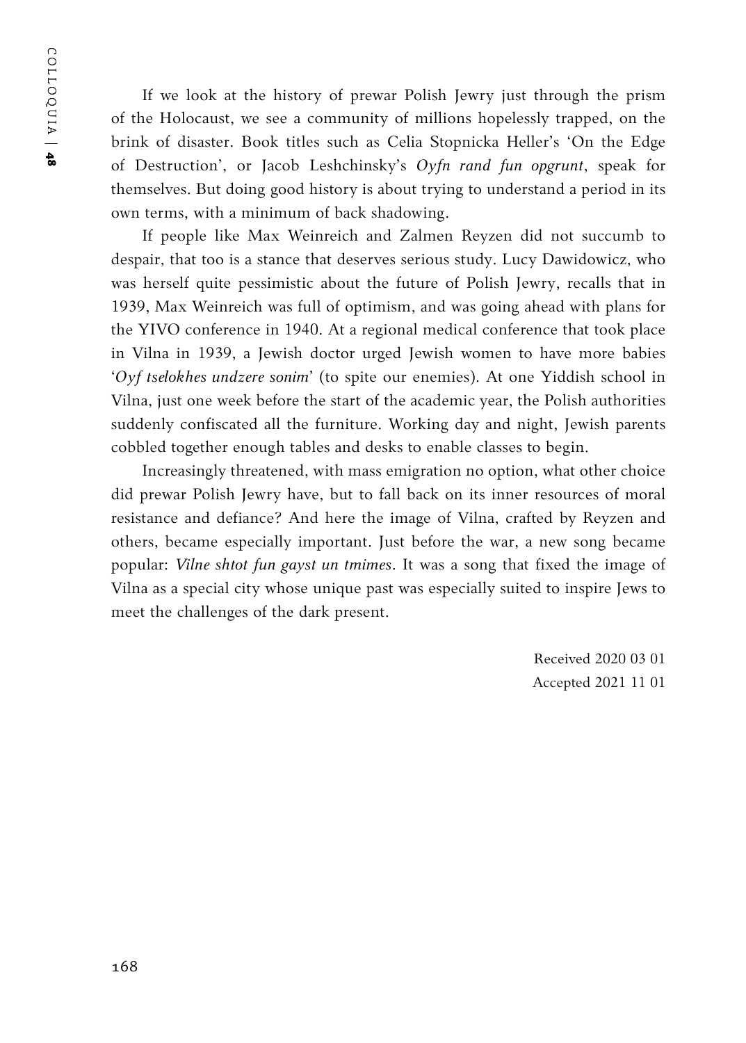If we look at the history of prewar Polish Jewry just through the prism of the Holocaust, we see a community of millions hopelessly trapped, on the brink of disaster. Book titles such as Celia Stopnicka Heller's 'On the Edge of Destruction', or Jacob Leshchinsky's *Oyfn rand fun opgrunt*, speak for themselves. But doing good history is about trying to understand a period in its own terms, with a minimum of back shadowing.

If people like Max Weinreich and Zalmen Reyzen did not succumb to despair, that too is a stance that deserves serious study. Lucy Dawidowicz, who was herself quite pessimistic about the future of Polish Jewry, recalls that in 1939, Max Weinreich was full of optimism, and was going ahead with plans for the YIVO conference in 1940. At a regional medical conference that took place in Vilna in 1939, a Jewish doctor urged Jewish women to have more babies '*Oyf tselokhes undzere sonim*' (to spite our enemies). At one Yiddish school in Vilna, just one week before the start of the academic year, the Polish authorities suddenly confiscated all the furniture. Working day and night, Jewish parents cobbled together enough tables and desks to enable classes to begin.

Increasingly threatened, with mass emigration no option, what other choice did prewar Polish Jewry have, but to fall back on its inner resources of moral resistance and defiance? And here the image of Vilna, crafted by Reyzen and others, became especially important. Just before the war, a new song became popular: *Vilne shtot fun gayst un tmimes*. It was a song that fixed the image of Vilna as a special city whose unique past was especially suited to inspire Jews to meet the challenges of the dark present.

Received 2020 03 01
Accepted 2021 11 01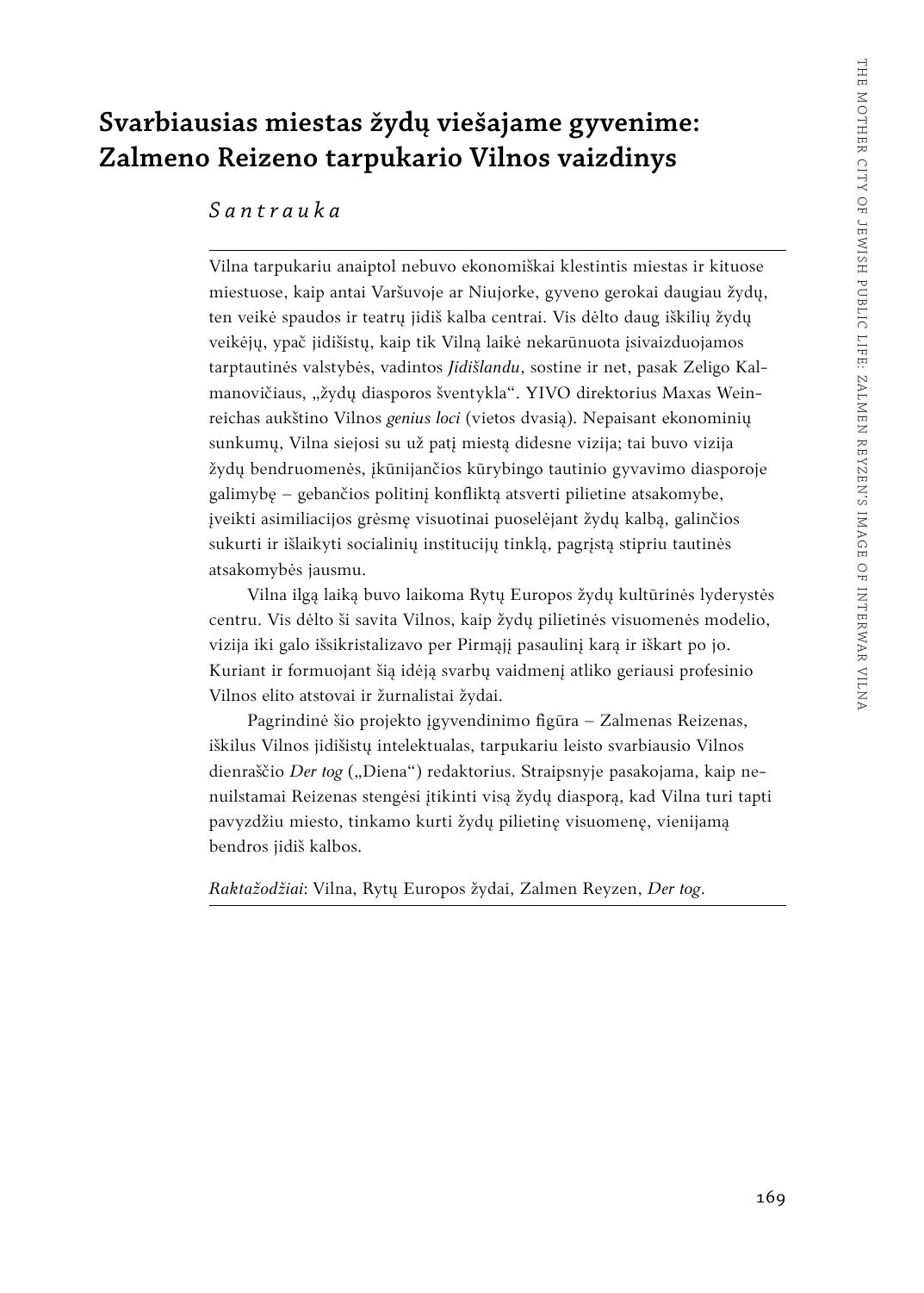# Svarbiausias miestas žydų viešajame gyvenime: Zalmeno Reizeno tarpukario Vilnos vaizdinys

## *Santrauka*

Vilna tarpukariu anaiptol nebuvo ekonomiškai klestintis miestas ir kituose miestuose, kaip antai Varšuvoje ar Niujorke, gyveno gerokai daugiau žydų, ten veikė spaudos ir teatrų jidiš kalba centrai. Vis dėlto daug iškilių žydų veikėjų, ypač jidišistų, kaip tik Vilną laikė nekarūnuota įsivaizduojamos tarptautinės valstybės, vadintos *Jidišlandu*, sostine ir net, pasak Zeligo Kalmanovičiaus, „žydų diasporos šventykla". YIVO direktorius Maxas Weinreichas aukštino Vilnos *genius loci* (vietos dvasią). Nepaisant ekonominių sunkumų, Vilna siejosi su už patį miestą didesne vizija; tai buvo vizija žydų bendruomenės, įkūnijančios kūrybingo tautinio gyvavimo diasporoje galimybę – gebančios politinį konfliktą atsverti pilietine atsakomybe, įveikti asimiliacijos grėsmę visuotinai puoselėjant žydų kalbą, galinčios sukurti ir išlaikyti socialinių institucijų tinklą, pagrįstą stipriu tautinės atsakomybės jausmu.

Vilna ilgą laiką buvo laikoma Rytų Europos žydų kultūrinės lyderystės centru. Vis dėlto ši savita Vilnos, kaip žydų pilietinės visuomenės modelio, vizija iki galo išsikristalizavo per Pirmąjį pasaulinį karą ir iškart po jo. Kuriant ir formuojant šią idėją svarbų vaidmenį atliko geriausi profesinio Vilnos elito atstovai ir žurnalistai žydai.

Pagrindinė šio projekto įgyvendinimo figūra – Zalmenas Reizenas, iškilus Vilnos jidišistų intelektualas, tarpukariu leisto svarbiausio Vilnos dienraščio *Der tog* („Diena") redaktorius. Straipsnyje pasakojama, kaip nenuilstamai Reizenas stengėsi įtikinti visą žydų diasporą, kad Vilna turi tapti pavyzdžiu miesto, tinkamo kurti žydų pilietinę visuomenę, vienijamą bendros jidiš kalbos.

*Raktažodžiai*: Vilna, Rytų Europos žydai, Zalmen Reyzen, *Der tog*.